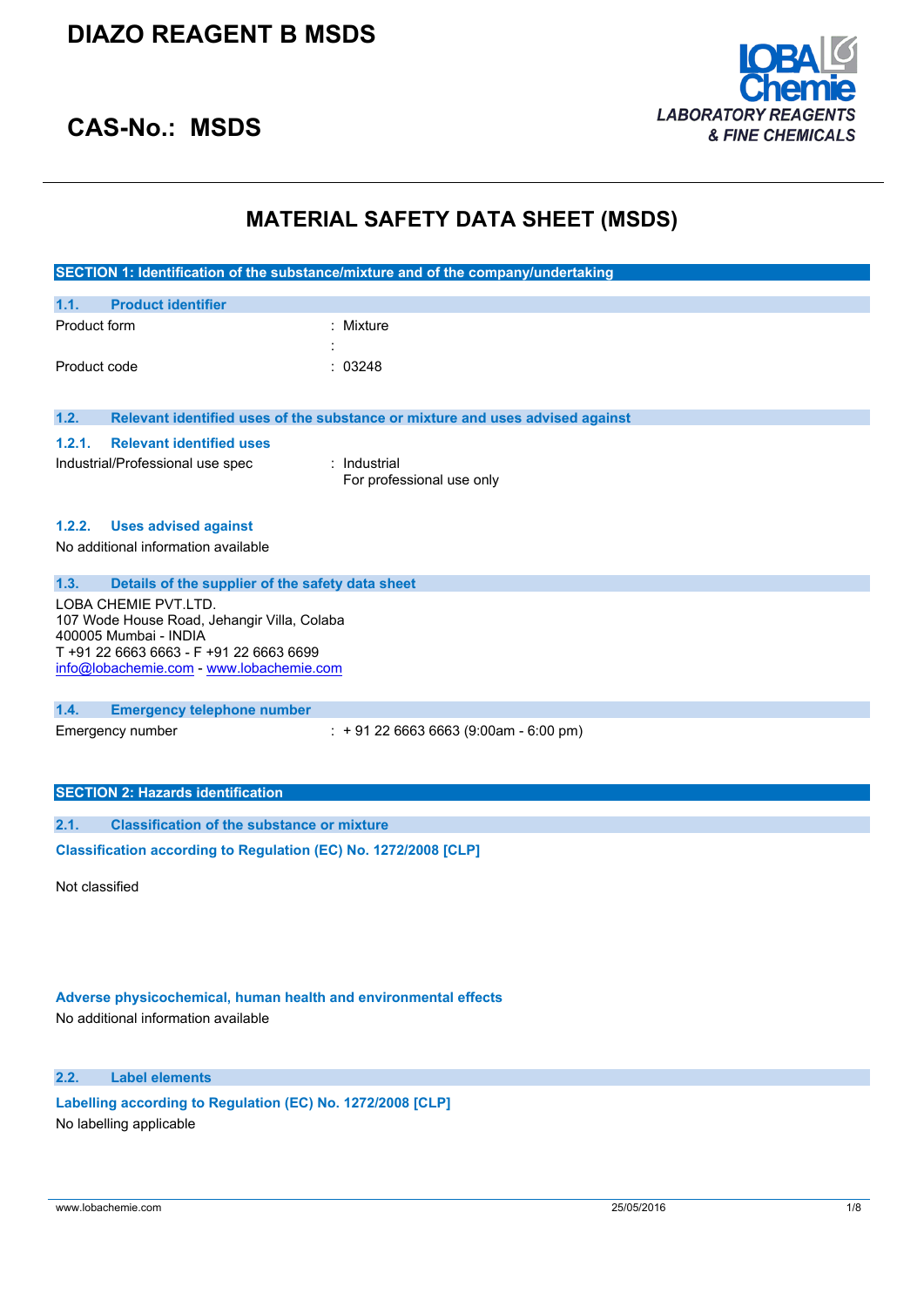# DIAZO REAGENT B MSDS

## CAS-No.: MSDS

LOBA Chemie
*LABORATORY REAGENTS & FINE CHEMICALS*

# MATERIAL SAFETY DATA SHEET (MSDS)

## SECTION 1: Identification of the substance/mixture and of the company/undertaking

### 1.1. Product identifier

| | |
|---|---|
| Product form | : Mixture |
| | : |
| Product code | : 03248 |

### 1.2. Relevant identified uses of the substance or mixture and uses advised against

#### 1.2.1. Relevant identified uses

| | |
|---|---|
| Industrial/Professional use spec | : Industrial<br>For professional use only |

#### 1.2.2. Uses advised against

No additional information available

### 1.3. Details of the supplier of the safety data sheet

LOBA CHEMIE PVT.LTD.
107 Wode House Road, Jehangir Villa, Colaba
400005 Mumbai - INDIA
T +91 22 6663 6663 - F +91 22 6663 6699
info@lobachemie.com - www.lobachemie.com

### 1.4. Emergency telephone number

| | |
|---|---|
| Emergency number | : + 91 22 6663 6663 (9:00am - 6:00 pm) |

## SECTION 2: Hazards identification

### 2.1. Classification of the substance or mixture

**Classification according to Regulation (EC) No. 1272/2008 [CLP]**

Not classified

**Adverse physicochemical, human health and environmental effects**

No additional information available

### 2.2. Label elements

**Labelling according to Regulation (EC) No. 1272/2008 [CLP]**

No labelling applicable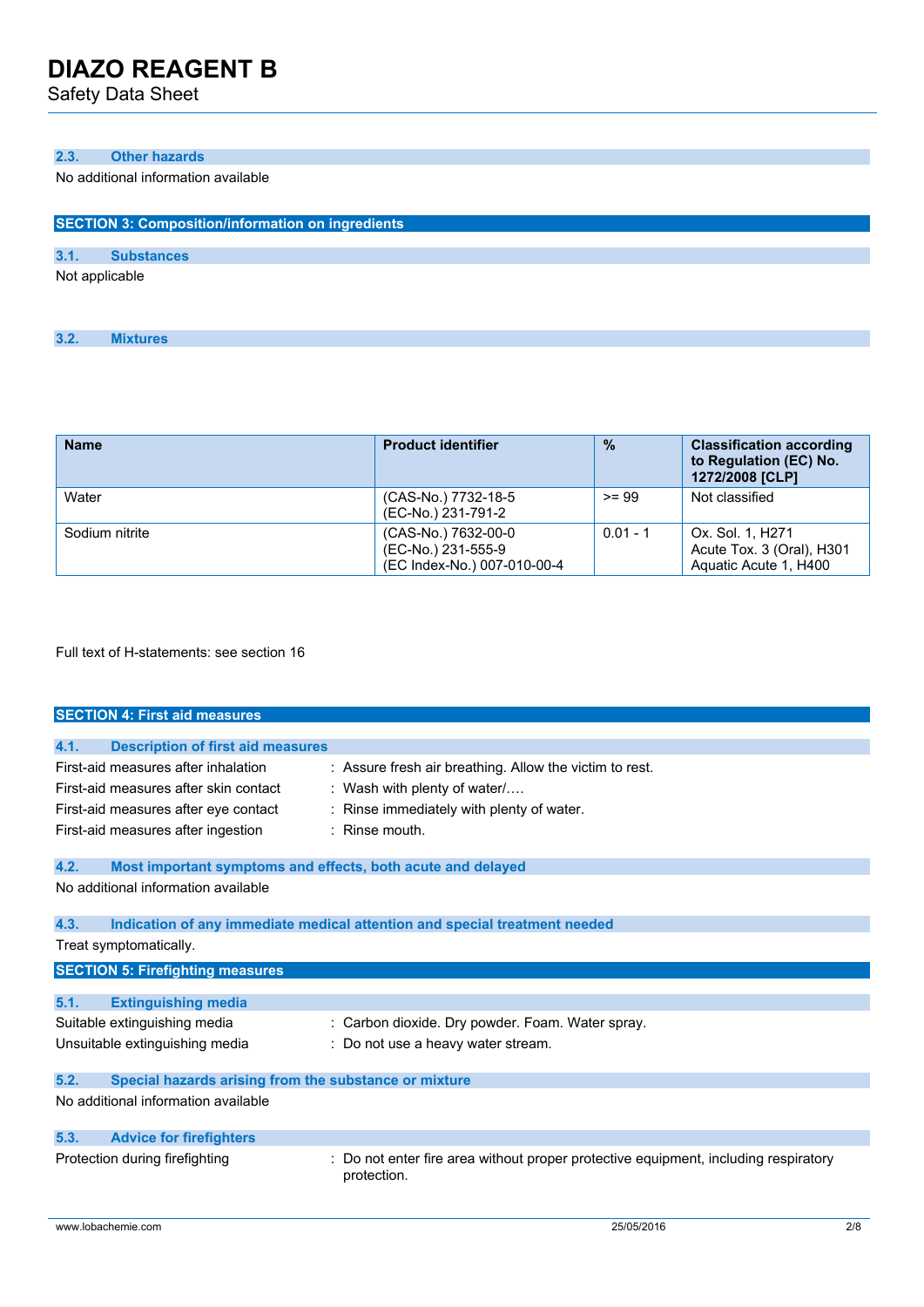### 2.3. Other hazards

No additional information available

## SECTION 3: Composition/information on ingredients

### 3.1. Substances

Not applicable

### 3.2. Mixtures

| Name | Product identifier | % | Classification according to Regulation (EC) No. 1272/2008 [CLP] |
|---|---|---|---|
| Water | (CAS-No.) 7732-18-5<br>(EC-No.) 231-791-2 | >= 99 | Not classified |
| Sodium nitrite | (CAS-No.) 7632-00-0<br>(EC-No.) 231-555-9<br>(EC Index-No.) 007-010-00-4 | 0.01 - 1 | Ox. Sol. 1, H271<br>Acute Tox. 3 (Oral), H301<br>Aquatic Acute 1, H400 |

Full text of H-statements: see section 16

## SECTION 4: First aid measures

### 4.1. Description of first aid measures

- First-aid measures after inhalation : Assure fresh air breathing. Allow the victim to rest.
- First-aid measures after skin contact : Wash with plenty of water/….
- First-aid measures after eye contact : Rinse immediately with plenty of water.
- First-aid measures after ingestion : Rinse mouth.

### 4.2. Most important symptoms and effects, both acute and delayed

No additional information available

### 4.3. Indication of any immediate medical attention and special treatment needed

Treat symptomatically.

## SECTION 5: Firefighting measures

### 5.1. Extinguishing media

- Suitable extinguishing media : Carbon dioxide. Dry powder. Foam. Water spray.
- Unsuitable extinguishing media : Do not use a heavy water stream.

### 5.2. Special hazards arising from the substance or mixture

No additional information available

### 5.3. Advice for firefighters

- Protection during firefighting : Do not enter fire area without proper protective equipment, including respiratory protection.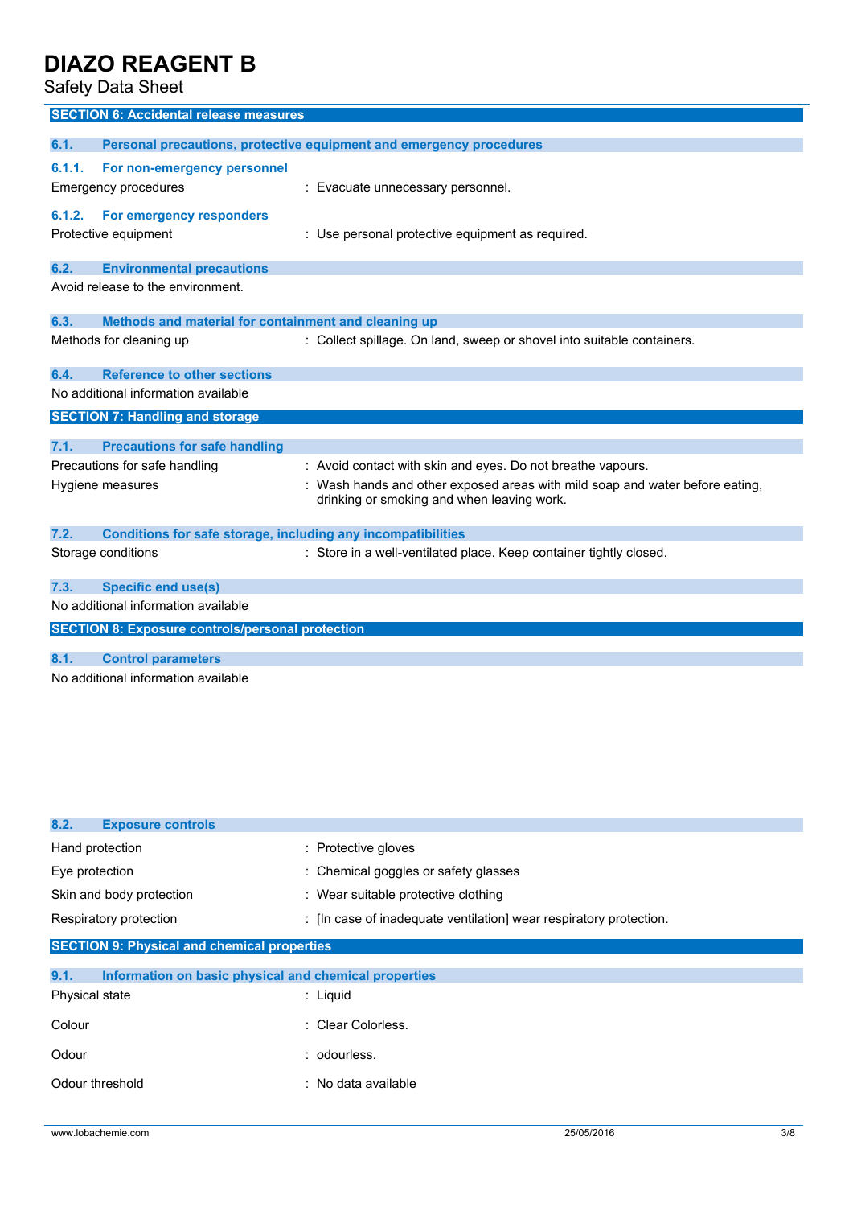## SECTION 6: Accidental release measures

### 6.1. Personal precautions, protective equipment and emergency procedures

#### 6.1.1. For non-emergency personnel

| | |
|---|---|
| Emergency procedures | : Evacuate unnecessary personnel. |

#### 6.1.2. For emergency responders

| | |
|---|---|
| Protective equipment | : Use personal protective equipment as required. |

### 6.2. Environmental precautions

Avoid release to the environment.

### 6.3. Methods and material for containment and cleaning up

| | |
|---|---|
| Methods for cleaning up | : Collect spillage. On land, sweep or shovel into suitable containers. |

### 6.4. Reference to other sections

No additional information available

## SECTION 7: Handling and storage

### 7.1. Precautions for safe handling

| | |
|---|---|
| Precautions for safe handling | : Avoid contact with skin and eyes. Do not breathe vapours. |
| Hygiene measures | : Wash hands and other exposed areas with mild soap and water before eating, drinking or smoking and when leaving work. |

### 7.2. Conditions for safe storage, including any incompatibilities

| | |
|---|---|
| Storage conditions | : Store in a well-ventilated place. Keep container tightly closed. |

### 7.3. Specific end use(s)

No additional information available

## SECTION 8: Exposure controls/personal protection

### 8.1. Control parameters

No additional information available

### 8.2. Exposure controls

| | |
|---|---|
| Hand protection | : Protective gloves |
| Eye protection | : Chemical goggles or safety glasses |
| Skin and body protection | : Wear suitable protective clothing |
| Respiratory protection | : [In case of inadequate ventilation] wear respiratory protection. |

## SECTION 9: Physical and chemical properties

### 9.1. Information on basic physical and chemical properties

| | |
|---|---|
| Physical state | : Liquid |
| Colour | : Clear Colorless. |
| Odour | : odourless. |
| Odour threshold | : No data available |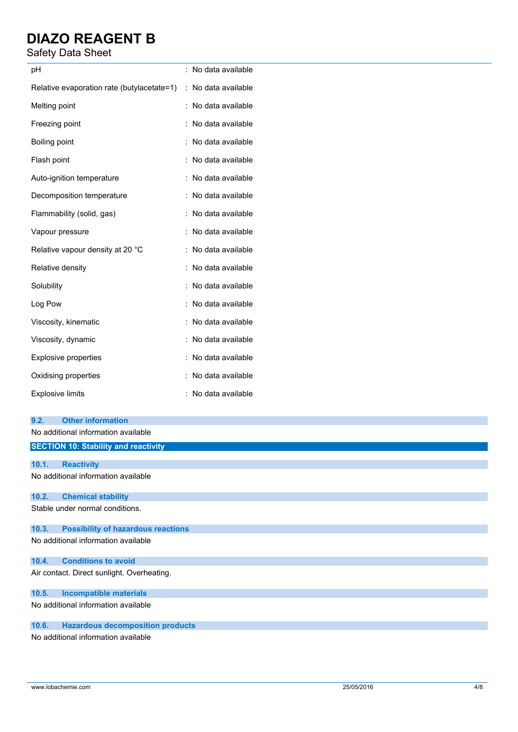| Property | Value |
|---|---|
| pH | : No data available |
| Relative evaporation rate (butylacetate=1) | : No data available |
| Melting point | : No data available |
| Freezing point | : No data available |
| Boiling point | : No data available |
| Flash point | : No data available |
| Auto-ignition temperature | : No data available |
| Decomposition temperature | : No data available |
| Flammability (solid, gas) | : No data available |
| Vapour pressure | : No data available |
| Relative vapour density at 20 °C | : No data available |
| Relative density | : No data available |
| Solubility | : No data available |
| Log Pow | : No data available |
| Viscosity, kinematic | : No data available |
| Viscosity, dynamic | : No data available |
| Explosive properties | : No data available |
| Oxidising properties | : No data available |
| Explosive limits | : No data available |

### 9.2. Other information

No additional information available

## SECTION 10: Stability and reactivity

### 10.1. Reactivity

No additional information available

### 10.2. Chemical stability

Stable under normal conditions.

### 10.3. Possibility of hazardous reactions

No additional information available

### 10.4. Conditions to avoid

Air contact. Direct sunlight. Overheating.

### 10.5. Incompatible materials

No additional information available

### 10.6. Hazardous decomposition products

No additional information available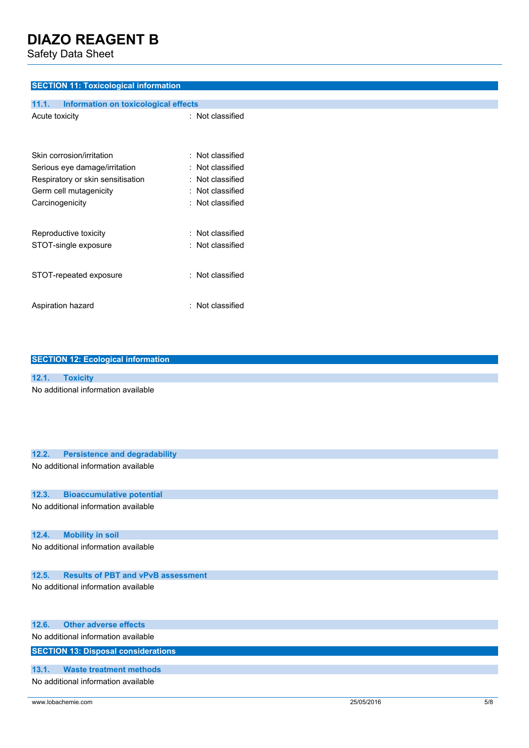## SECTION 11: Toxicological information

### 11.1. Information on toxicological effects

| | |
|---|---|
| Acute toxicity | : Not classified |
| Skin corrosion/irritation | : Not classified |
| Serious eye damage/irritation | : Not classified |
| Respiratory or skin sensitisation | : Not classified |
| Germ cell mutagenicity | : Not classified |
| Carcinogenicity | : Not classified |
| Reproductive toxicity | : Not classified |
| STOT-single exposure | : Not classified |
| STOT-repeated exposure | : Not classified |
| Aspiration hazard | : Not classified |

## SECTION 12: Ecological information

### 12.1. Toxicity

No additional information available

### 12.2. Persistence and degradability

No additional information available

### 12.3. Bioaccumulative potential

No additional information available

### 12.4. Mobility in soil

No additional information available

### 12.5. Results of PBT and vPvB assessment

No additional information available

### 12.6. Other adverse effects

No additional information available

## SECTION 13: Disposal considerations

### 13.1. Waste treatment methods

No additional information available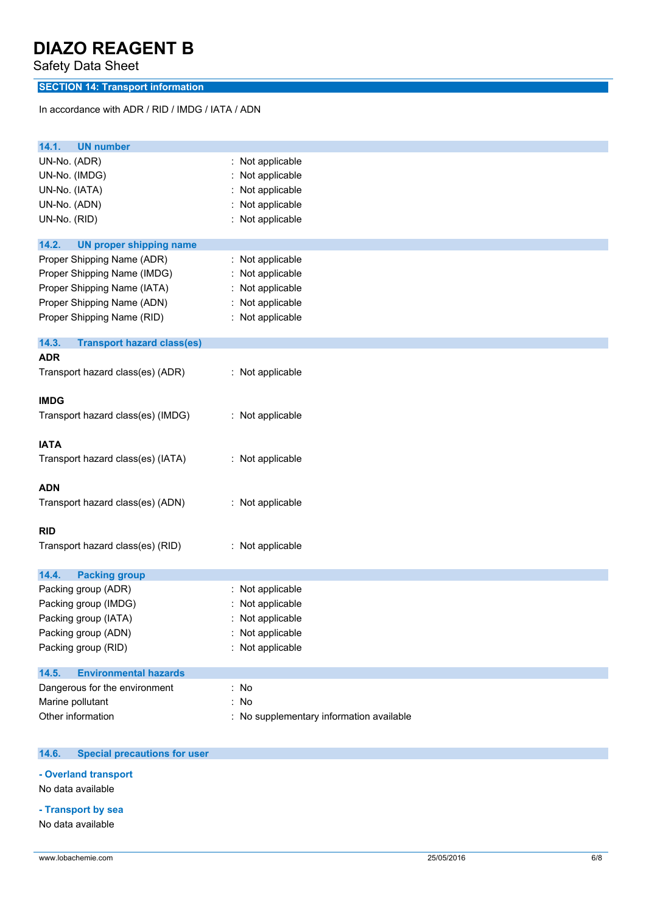## SECTION 14: Transport information

In accordance with ADR / RID / IMDG / IATA / ADN

### 14.1. UN number

| | |
|---|---|
| UN-No. (ADR) | : Not applicable |
| UN-No. (IMDG) | : Not applicable |
| UN-No. (IATA) | : Not applicable |
| UN-No. (ADN) | : Not applicable |
| UN-No. (RID) | : Not applicable |

### 14.2. UN proper shipping name

| | |
|---|---|
| Proper Shipping Name (ADR) | : Not applicable |
| Proper Shipping Name (IMDG) | : Not applicable |
| Proper Shipping Name (IATA) | : Not applicable |
| Proper Shipping Name (ADN) | : Not applicable |
| Proper Shipping Name (RID) | : Not applicable |

### 14.3. Transport hazard class(es)

**ADR**

Transport hazard class(es) (ADR) : Not applicable

**IMDG**

Transport hazard class(es) (IMDG) : Not applicable

**IATA**

Transport hazard class(es) (IATA) : Not applicable

**ADN**

Transport hazard class(es) (ADN) : Not applicable

**RID**

Transport hazard class(es) (RID) : Not applicable

### 14.4. Packing group

| | |
|---|---|
| Packing group (ADR) | : Not applicable |
| Packing group (IMDG) | : Not applicable |
| Packing group (IATA) | : Not applicable |
| Packing group (ADN) | : Not applicable |
| Packing group (RID) | : Not applicable |

### 14.5. Environmental hazards

| | |
|---|---|
| Dangerous for the environment | : No |
| Marine pollutant | : No |
| Other information | : No supplementary information available |

### 14.6. Special precautions for user

**- Overland transport**

No data available

**- Transport by sea**

No data available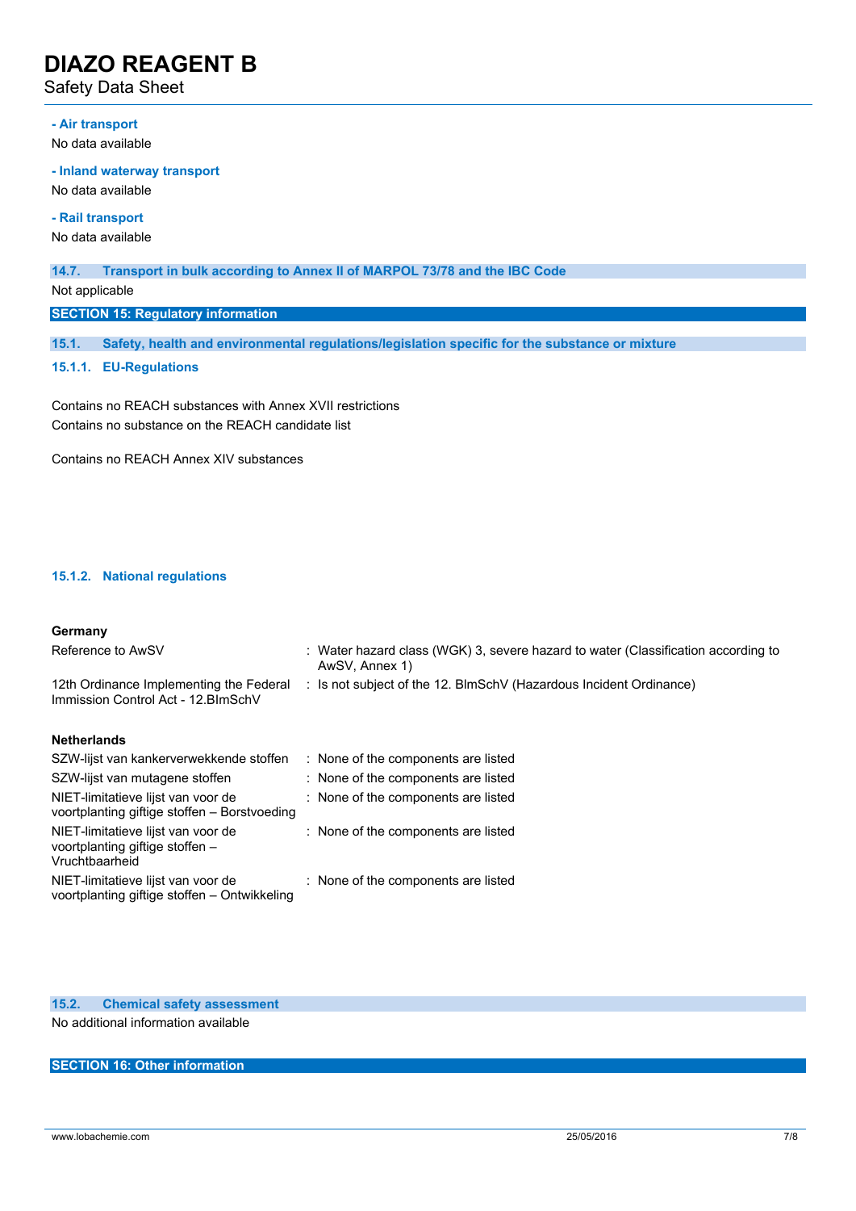**- Air transport**

No data available

**- Inland waterway transport**

No data available

**- Rail transport**

No data available

### 14.7. Transport in bulk according to Annex II of MARPOL 73/78 and the IBC Code

Not applicable

## SECTION 15: Regulatory information

### 15.1. Safety, health and environmental regulations/legislation specific for the substance or mixture

#### 15.1.1. EU-Regulations

Contains no REACH substances with Annex XVII restrictions
Contains no substance on the REACH candidate list

Contains no REACH Annex XIV substances

#### 15.1.2. National regulations

**Germany**

| | |
|---|---|
| Reference to AwSV | : Water hazard class (WGK) 3, severe hazard to water (Classification according to AwSV, Annex 1) |
| 12th Ordinance Implementing the Federal Immission Control Act - 12.BImSchV | : Is not subject of the 12. BImSchV (Hazardous Incident Ordinance) |

**Netherlands**

| | |
|---|---|
| SZW-lijst van kankerverwekkende stoffen | : None of the components are listed |
| SZW-lijst van mutagene stoffen | : None of the components are listed |
| NIET-limitatieve lijst van voor de voortplanting giftige stoffen – Borstvoeding | : None of the components are listed |
| NIET-limitatieve lijst van voor de voortplanting giftige stoffen – Vruchtbaarheid | : None of the components are listed |
| NIET-limitatieve lijst van voor de voortplanting giftige stoffen – Ontwikkeling | : None of the components are listed |

### 15.2. Chemical safety assessment

No additional information available

## SECTION 16: Other information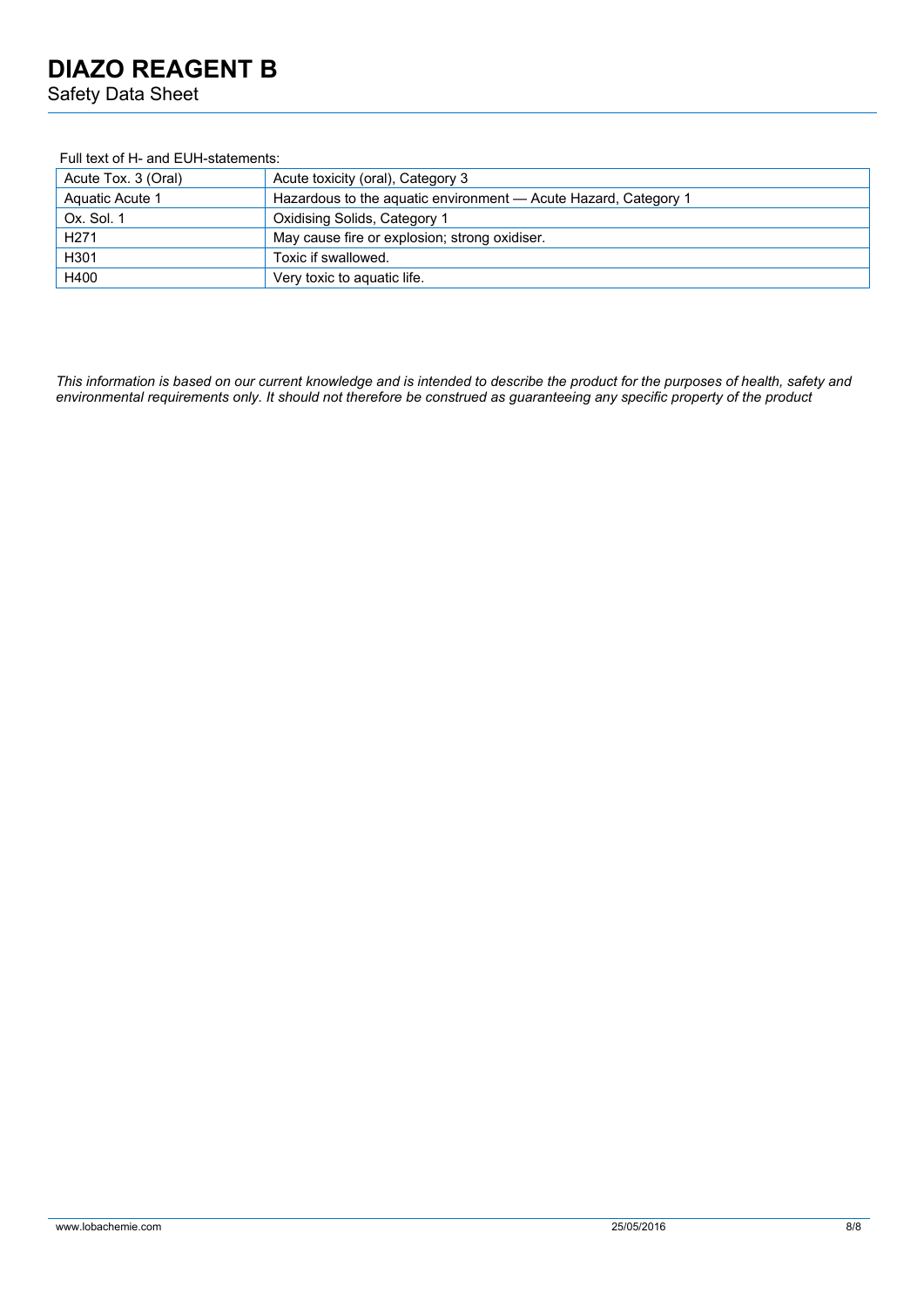Full text of H- and EUH-statements:

| | |
|---|---|
| Acute Tox. 3 (Oral) | Acute toxicity (oral), Category 3 |
| Aquatic Acute 1 | Hazardous to the aquatic environment — Acute Hazard, Category 1 |
| Ox. Sol. 1 | Oxidising Solids, Category 1 |
| H271 | May cause fire or explosion; strong oxidiser. |
| H301 | Toxic if swallowed. |
| H400 | Very toxic to aquatic life. |

*This information is based on our current knowledge and is intended to describe the product for the purposes of health, safety and environmental requirements only. It should not therefore be construed as guaranteeing any specific property of the product*